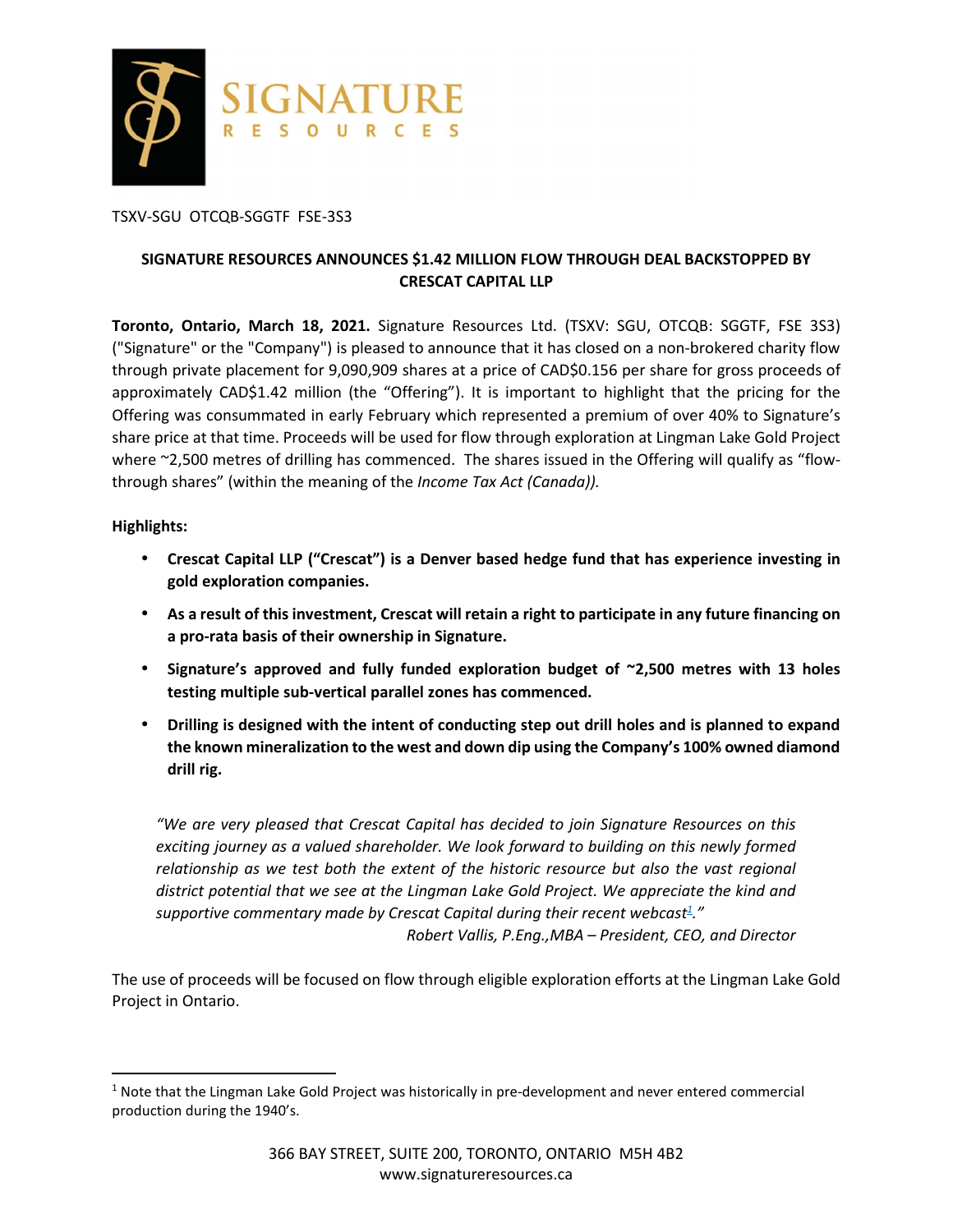TSXV-SGU OTCQB-SGGTF FSE-3S3

**SIGNATURE RESOURCES ANNOUNCES $1.42 MILLION FLOW THROUGH DEAL BACKSTOPPED BY CRESCAT CAPITAL LLP**

**Toronto, Ontario, March 18, 2021.** Signature Resources Ltd. (TSXV: SGU, OTCQB: SGGTF, FSE 3S3) ("Signature" or the "Company") is pleased to announce that it has closed on a non-brokered charity flow through private placement for 9,090,909 shares at a price of CAD$0.156 per share for gross proceeds of approximately CAD$1.42 million (the "Offering"). It is important to highlight that the pricing for the Offering was consummated in early February which represented a premium of over 40% to Signature's share price at that time. Proceeds will be used for flow through exploration at Lingman Lake Gold Project where ~2,500 metres of drilling has commenced. The shares issued in the Offering will qualify as "flow-through shares" (within the meaning of the *Income Tax Act (Canada)).*

**Highlights:**

- **Crescat Capital LLP ("Crescat") is a Denver based hedge fund that has experience investing in gold exploration companies.**
- **As a result of this investment, Crescat will retain a right to participate in any future financing on a pro-rata basis of their ownership in Signature.**
- **Signature's approved and fully funded exploration budget of ~2,500 metres with 13 holes testing multiple sub-vertical parallel zones has commenced.**
- **Drilling is designed with the intent of conducting step out drill holes and is planned to expand the known mineralization to the west and down dip using the Company's 100% owned diamond drill rig.**

> *"We are very pleased that Crescat Capital has decided to join Signature Resources on this exciting journey as a valued shareholder. We look forward to building on this newly formed relationship as we test both the extent of the historic resource but also the vast regional district potential that we see at the Lingman Lake Gold Project. We appreciate the kind and supportive commentary made by Crescat Capital during their recent webcast[1]."*
>
> *Robert Vallis, P.Eng.,MBA – President, CEO, and Director*

The use of proceeds will be focused on flow through eligible exploration efforts at the Lingman Lake Gold Project in Ontario.

[1] Note that the Lingman Lake Gold Project was historically in pre-development and never entered commercial production during the 1940's.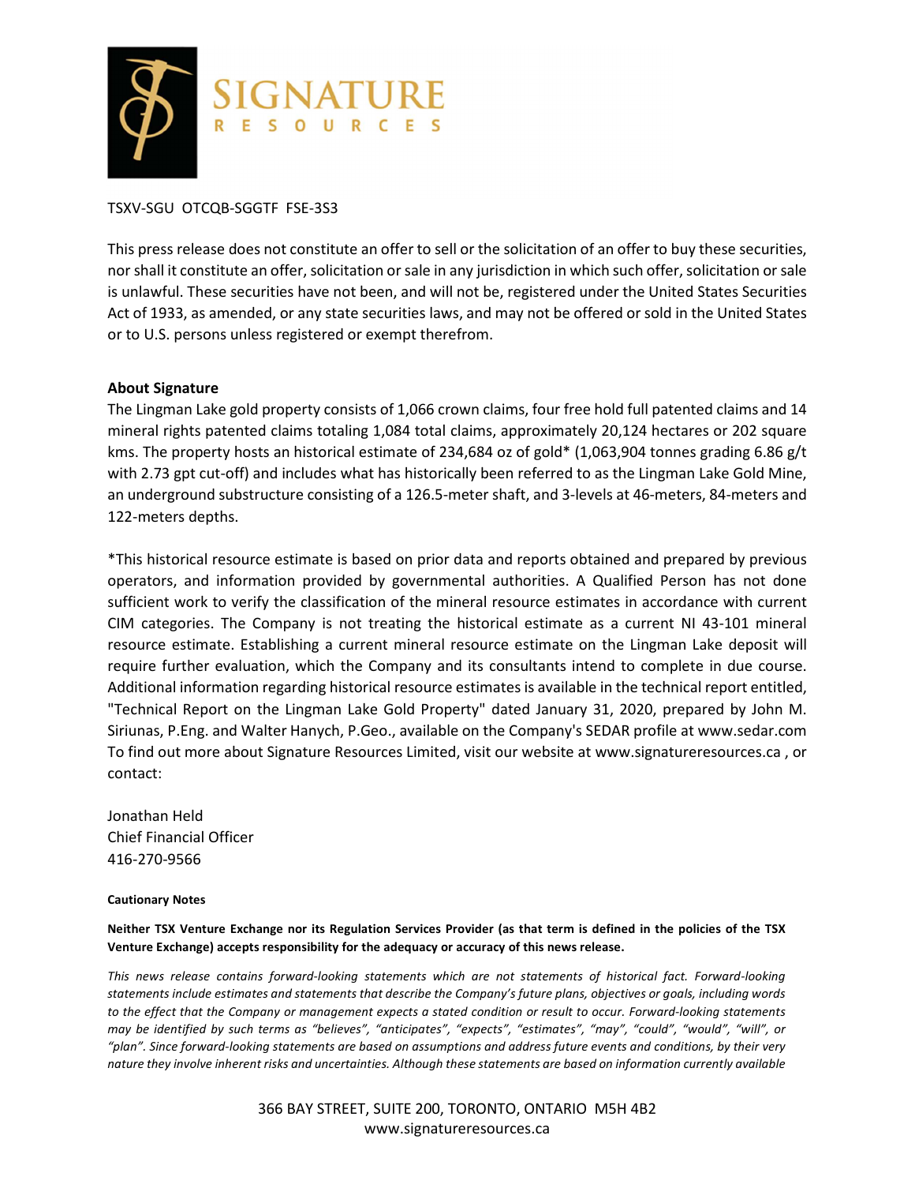TSXV-SGU OTCQB-SGGTF FSE-3S3

This press release does not constitute an offer to sell or the solicitation of an offer to buy these securities, nor shall it constitute an offer, solicitation or sale in any jurisdiction in which such offer, solicitation or sale is unlawful. These securities have not been, and will not be, registered under the United States Securities Act of 1933, as amended, or any state securities laws, and may not be offered or sold in the United States or to U.S. persons unless registered or exempt therefrom.

**About Signature**

The Lingman Lake gold property consists of 1,066 crown claims, four free hold full patented claims and 14 mineral rights patented claims totaling 1,084 total claims, approximately 20,124 hectares or 202 square kms. The property hosts an historical estimate of 234,684 oz of gold* (1,063,904 tonnes grading 6.86 g/t with 2.73 gpt cut-off) and includes what has historically been referred to as the Lingman Lake Gold Mine, an underground substructure consisting of a 126.5-meter shaft, and 3-levels at 46-meters, 84-meters and 122-meters depths.

*This historical resource estimate is based on prior data and reports obtained and prepared by previous operators, and information provided by governmental authorities. A Qualified Person has not done sufficient work to verify the classification of the mineral resource estimates in accordance with current CIM categories. The Company is not treating the historical estimate as a current NI 43-101 mineral resource estimate. Establishing a current mineral resource estimate on the Lingman Lake deposit will require further evaluation, which the Company and its consultants intend to complete in due course. Additional information regarding historical resource estimates is available in the technical report entitled, "Technical Report on the Lingman Lake Gold Property" dated January 31, 2020, prepared by John M. Siriunas, P.Eng. and Walter Hanych, P.Geo., available on the Company's SEDAR profile at www.sedar.com To find out more about Signature Resources Limited, visit our website at www.signatureresources.ca , or contact:

Jonathan Held
Chief Financial Officer
416-270-9566

**Cautionary Notes**

**Neither TSX Venture Exchange nor its Regulation Services Provider (as that term is defined in the policies of the TSX Venture Exchange) accepts responsibility for the adequacy or accuracy of this news release.**

*This news release contains forward-looking statements which are not statements of historical fact. Forward-looking statements include estimates and statements that describe the Company's future plans, objectives or goals, including words to the effect that the Company or management expects a stated condition or result to occur. Forward-looking statements may be identified by such terms as "believes", "anticipates", "expects", "estimates", "may", "could", "would", "will", or "plan". Since forward-looking statements are based on assumptions and address future events and conditions, by their very nature they involve inherent risks and uncertainties. Although these statements are based on information currently available*

366 BAY STREET, SUITE 200, TORONTO, ONTARIO M5H 4B2
www.signatureresources.ca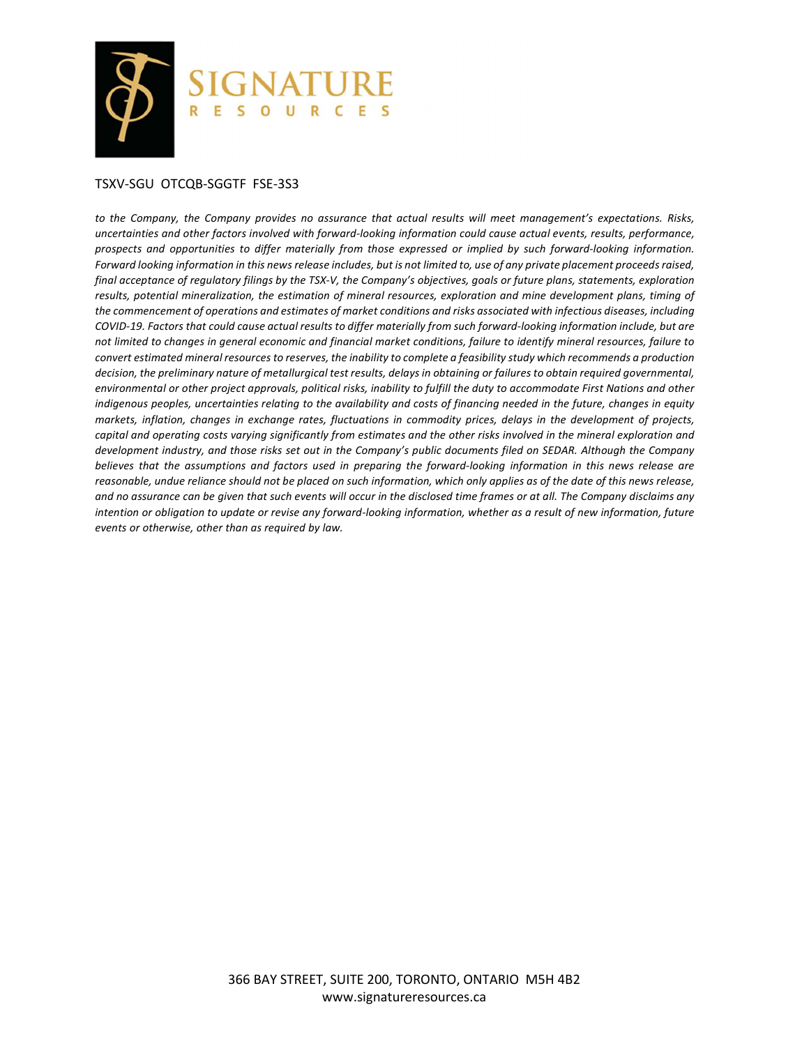*to the Company, the Company provides no assurance that actual results will meet management's expectations. Risks, uncertainties and other factors involved with forward-looking information could cause actual events, results, performance, prospects and opportunities to differ materially from those expressed or implied by such forward-looking information. Forward looking information in this news release includes, but is not limited to, use of any private placement proceeds raised, final acceptance of regulatory filings by the TSX-V, the Company's objectives, goals or future plans, statements, exploration results, potential mineralization, the estimation of mineral resources, exploration and mine development plans, timing of the commencement of operations and estimates of market conditions and risks associated with infectious diseases, including COVID-19. Factors that could cause actual results to differ materially from such forward-looking information include, but are not limited to changes in general economic and financial market conditions, failure to identify mineral resources, failure to convert estimated mineral resources to reserves, the inability to complete a feasibility study which recommends a production decision, the preliminary nature of metallurgical test results, delays in obtaining or failures to obtain required governmental, environmental or other project approvals, political risks, inability to fulfill the duty to accommodate First Nations and other indigenous peoples, uncertainties relating to the availability and costs of financing needed in the future, changes in equity markets, inflation, changes in exchange rates, fluctuations in commodity prices, delays in the development of projects, capital and operating costs varying significantly from estimates and the other risks involved in the mineral exploration and development industry, and those risks set out in the Company's public documents filed on SEDAR. Although the Company believes that the assumptions and factors used in preparing the forward-looking information in this news release are reasonable, undue reliance should not be placed on such information, which only applies as of the date of this news release, and no assurance can be given that such events will occur in the disclosed time frames or at all. The Company disclaims any intention or obligation to update or revise any forward-looking information, whether as a result of new information, future events or otherwise, other than as required by law.*